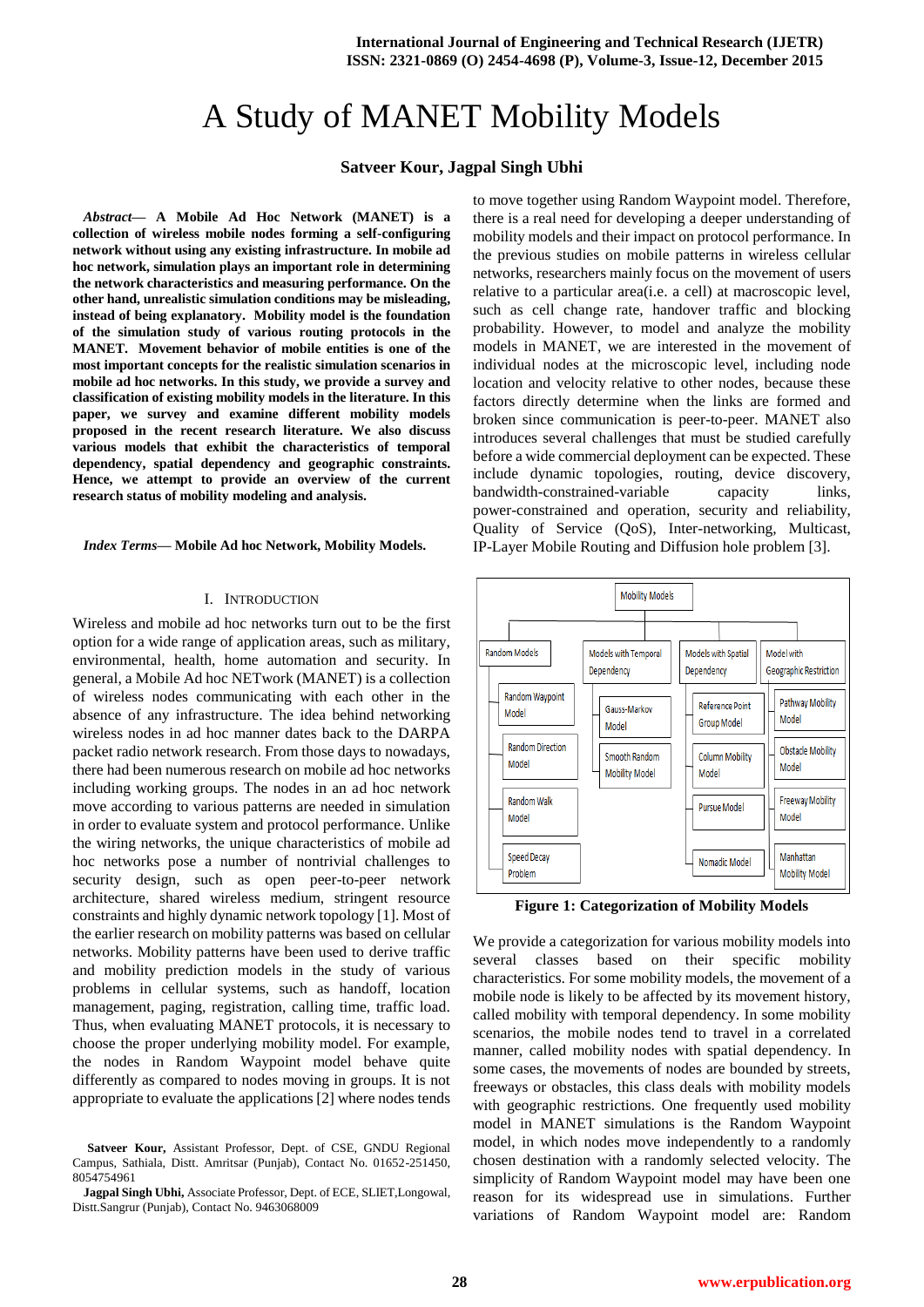# A Study of MANET Mobility Models

**Satveer Kour, Jagpal Singh Ubhi**

***Abstract*— A Mobile Ad Hoc Network (MANET) is a collection of wireless mobile nodes forming a self-configuring network without using any existing infrastructure. In mobile ad hoc network, simulation plays an important role in determining the network characteristics and measuring performance. On the other hand, unrealistic simulation conditions may be misleading, instead of being explanatory. Mobility model is the foundation of the simulation study of various routing protocols in the MANET. Movement behavior of mobile entities is one of the most important concepts for the realistic simulation scenarios in mobile ad hoc networks. In this study, we provide a survey and classification of existing mobility models in the literature. In this paper, we survey and examine different mobility models proposed in the recent research literature. We also discuss various models that exhibit the characteristics of temporal dependency, spatial dependency and geographic constraints. Hence, we attempt to provide an overview of the current research status of mobility modeling and analysis.**

***Index Terms*— Mobile Ad hoc Network, Mobility Models.**

## I. Introduction

Wireless and mobile ad hoc networks turn out to be the first option for a wide range of application areas, such as military, environmental, health, home automation and security. In general, a Mobile Ad hoc NETwork (MANET) is a collection of wireless nodes communicating with each other in the absence of any infrastructure. The idea behind networking wireless nodes in ad hoc manner dates back to the DARPA packet radio network research. From those days to nowadays, there had been numerous research on mobile ad hoc networks including working groups. The nodes in an ad hoc network move according to various patterns are needed in simulation in order to evaluate system and protocol performance. Unlike the wiring networks, the unique characteristics of mobile ad hoc networks pose a number of nontrivial challenges to security design, such as open peer-to-peer network architecture, shared wireless medium, stringent resource constraints and highly dynamic network topology [1]. Most of the earlier research on mobility was based on cellular networks. Mobility patterns have been used to derive traffic and mobility prediction models in the study of various problems in cellular systems, such as handoff, location management, paging, registration, calling time, traffic load. Thus, when evaluating MANET protocols, it is necessary to choose the proper underlying mobility model. For example, the nodes in Random Waypoint model behave quite differently as compared to nodes moving in groups. It is not appropriate to evaluate the applications [2] where nodes tends to move together using Random Waypoint model. Therefore, there is a real need for developing a deeper understanding of mobility models and their impact on protocol performance. In the previous studies on mobile patterns in wireless cellular networks, researchers mainly focus on the movement of users relative to a particular area(i.e. a cell) at macroscopic level, such as cell change rate, handover traffic and blocking probability. However, to model and analyze the mobility models in MANET, we are interested in the movement of individual nodes at the microscopic level, including node location and velocity relative to other nodes, because these factors directly determine when the links are formed and broken since communication is peer-to-peer. MANET also introduces several challenges that must be studied carefully before a wide commercial deployment can be expected. These include dynamic topologies, routing, device discovery, bandwidth-constrained-variable capacity links, power-constrained and operation, security and reliability, Quality of Service (QoS), Inter-networking, Multicast, IP-Layer Mobile Routing and Diffusion hole problem [3].

- Mobility Models
  - Random Models
    - Random Waypoint Model
    - Random Direction Model
    - Random Walk Model
    - Speed Decay Problem
  - Models with Temporal Dependency
    - Gauss-Markov Model
    - Smooth Random Mobility Model
  - Models with Spatial Dependency
    - Reference Point Group Model
    - Column Mobility Model
    - Pursue Model
    - Nomadic Model
  - Model with Geographic Restriction
    - Pathway Mobility Model
    - Obstacle Mobility Model
    - Freeway Mobility Model
    - Manhattan Mobility Model

**Figure 1: Categorization of Mobility Models**

We provide a categorization for various mobility models into several classes based on their specific mobility characteristics. For some mobility models, the movement of a mobile node is likely to be affected by its movement history, called mobility with temporal dependency. In some mobility scenarios, the mobile nodes tend to travel in a correlated manner, called mobility nodes with spatial dependency. In some cases, the movements of nodes are bounded by streets, freeways or obstacles, this class deals with mobility models with geographic restrictions. One frequently used mobility model in MANET simulations is the Random Waypoint model, in which nodes move independently to a randomly chosen destination with a randomly selected velocity. The simplicity of Random Waypoint model may have been one reason for its widespread use in simulations. Further variations of Random Waypoint model are: Random

---

**Satveer Kour,** Assistant Professor, Dept. of CSE, GNDU Regional Campus, Sathiala, Distt. Amritsar (Punjab), Contact No. 01652-251450, 8054754961

**Jagpal Singh Ubhi,** Associate Professor, Dept. of ECE, SLIET,Longowal, Distt.Sangrur (Punjab), Contact No. 9463068009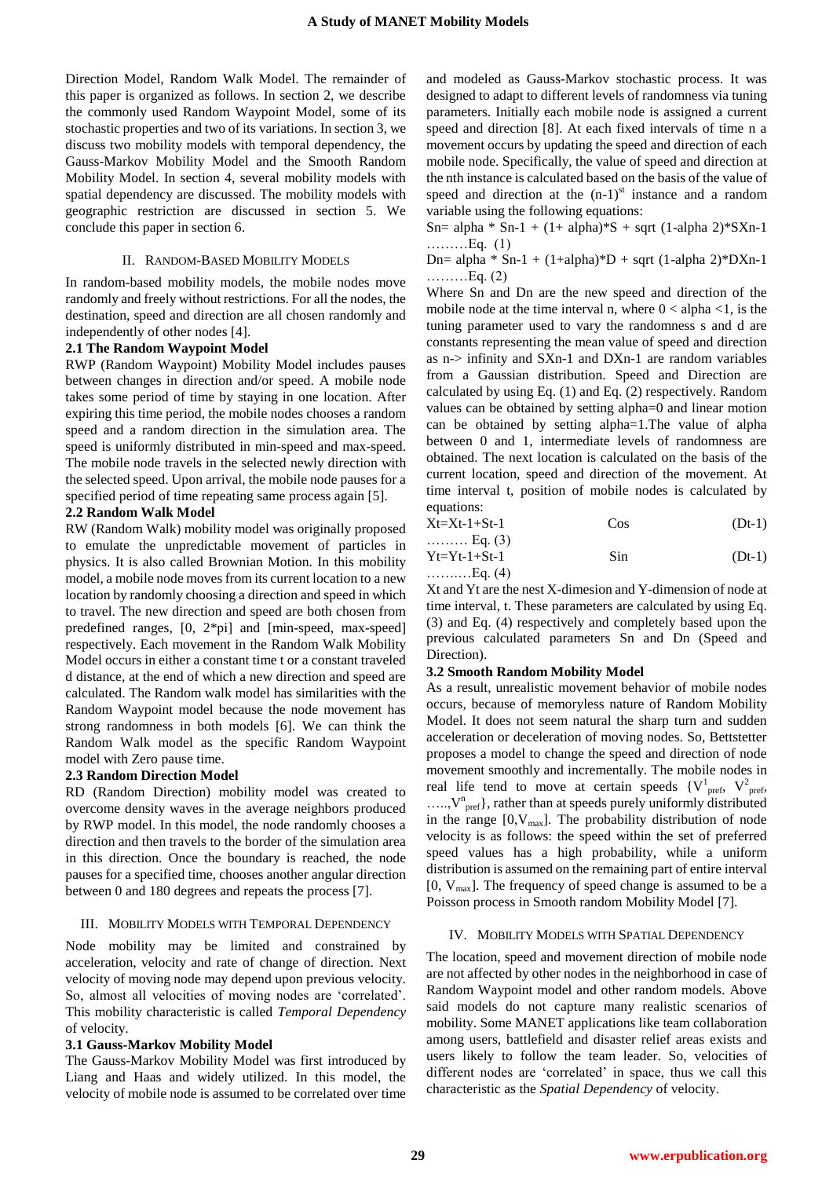Direction Model, Random Walk Model. The remainder of this paper is organized as follows. In section 2, we describe the commonly used Random Waypoint Model, some of its stochastic properties and two of its variations. In section 3, we discuss two mobility models with temporal dependency, the Gauss-Markov Mobility Model and the Smooth Random Mobility Model. In section 4, several mobility models with spatial dependency are discussed. The mobility models with geographic restriction are discussed in section 5. We conclude this paper in section 6.

## II. Random-Based Mobility Models

In random-based mobility models, the mobile nodes move randomly and freely without restrictions. For all the nodes, the destination, speed and direction are all chosen randomly and independently of other nodes [4].

### 2.1 The Random Waypoint Model

RWP (Random Waypoint) Mobility Model includes pauses between changes in direction and/or speed. A mobile node takes some period of time by staying in one location. After expiring this time period, the mobile nodes chooses a random speed and a random direction in the simulation area. The speed is uniformly distributed in min-speed and max-speed. The mobile node travels in the selected newly direction with the selected speed. Upon arrival, the mobile node pauses for a specified period of time repeating same process again [5].

### 2.2 Random Walk Model

RW (Random Walk) mobility model was originally proposed to emulate the unpredictable movement of particles in physics. It is also called Brownian Motion. In this mobility model, a mobile node moves from its current location to a new location by randomly choosing a direction and speed in which to travel. The new direction and speed are both chosen from predefined ranges, [0, 2*pi] and [min-speed, max-speed] respectively. Each movement in the Random Walk Mobility Model occurs in either a constant time t or a constant traveled d distance, at the end of which a new direction and speed are calculated. The Random walk model has similarities with the Random Waypoint model because the node movement has strong randomness in both models [6]. We can think the Random Walk model as the specific Random Waypoint model with Zero pause time.

### 2.3 Random Direction Model

RD (Random Direction) mobility model was created to overcome density waves in the average neighbors produced by RWP model. In this model, the node randomly chooses a direction and then travels to the border of the simulation area in this direction. Once the boundary is reached, the node pauses for a specified time, chooses another angular direction between 0 and 180 degrees and repeats the process [7].

## III. Mobility Models with Temporal Dependency

Node mobility may be limited and constrained by acceleration, velocity and rate of change of direction. Next velocity of moving node may depend upon previous velocity. So, almost all velocities of moving nodes are 'correlated'. This mobility characteristic is called *Temporal Dependency* of velocity.

### 3.1 Gauss-Markov Mobility Model

The Gauss-Markov Mobility Model was first introduced by Liang and Haas and widely utilized. In this model, the velocity of mobile node is assumed to be correlated over time and modeled as Gauss-Markov stochastic process. It was designed to adapt to different levels of randomness via tuning parameters. Initially each mobile node is assigned a current speed and direction [8]. At each fixed intervals of time n a movement occurs by updating the speed and direction of each mobile node. Specifically, the value of speed and direction at the nth instance is calculated based on the basis of the value of speed and direction at the $(n-1)^{st}$ instance and a random variable using the following equations:

Sn= alpha * Sn-1 + (1+ alpha)*S + sqrt (1-alpha 2)*SXn-1 ………Eq. (1)

Dn= alpha * Sn-1 + (1+alpha)*D + sqrt (1-alpha 2)*DXn-1 ………Eq. (2)

Where Sn and Dn are the new speed and direction of the mobile node at the time interval n, where 0 < alpha <1, is the tuning parameter used to vary the randomness s and d are constants representing the mean value of speed and direction as n-> infinity and SXn-1 and DXn-1 are random variables from a Gaussian distribution. Speed and Direction are calculated by using Eq. (1) and Eq. (2) respectively. Random values can be obtained by setting alpha=0 and linear motion can be obtained by setting alpha=1.The value of alpha between 0 and 1, intermediate levels of randomness are obtained. The next location is calculated on the basis of the current location, speed and direction of the movement. At time interval t, position of mobile nodes is calculated by equations:

Xt=Xt-1+St-1 Cos (Dt-1) ……… Eq. (3)

Yt=Yt-1+St-1 Sin (Dt-1) ……….Eq. (4)

Xt and Yt are the nest X-dimesion and Y-dimension of node at time interval, t. These parameters are calculated by using Eq. (3) and Eq. (4) respectively and completely based upon the previous calculated parameters Sn and Dn (Speed and Direction).

### 3.2 Smooth Random Mobility Model

As a result, unrealistic movement behavior of mobile nodes occurs, because of memoryless nature of Random Mobility Model. It does not seem natural the sharp turn and sudden acceleration or deceleration of moving nodes. So, Bettstetter proposes a model to change the speed and direction of node movement smoothly and incrementally. The mobile nodes in real life tend to move at certain speeds $\{V^1_{pref}, V^2_{pref}, \ldots, V^n_{pref}\}$, rather than at speeds purely uniformly distributed in the range $[0, V_{max}]$. The probability distribution of node velocity is as follows: the speed within the set of preferred speed values has a high probability, while a uniform distribution is assumed on the remaining part of entire interval $[0, V_{max}]$. The frequency of speed change is assumed to be a Poisson process in Smooth random Mobility Model [7].

## IV. Mobility Models with Spatial Dependency

The location, speed and movement direction of mobile node are not affected by other nodes in the neighborhood in case of Random Waypoint model and other random models. Above said models do not capture many realistic scenarios of mobility. Some MANET applications like team collaboration among users, battlefield and disaster relief areas exists and users likely to follow the team leader. So, velocities of different nodes are 'correlated' in space, thus we call this characteristic as the *Spatial Dependency* of velocity.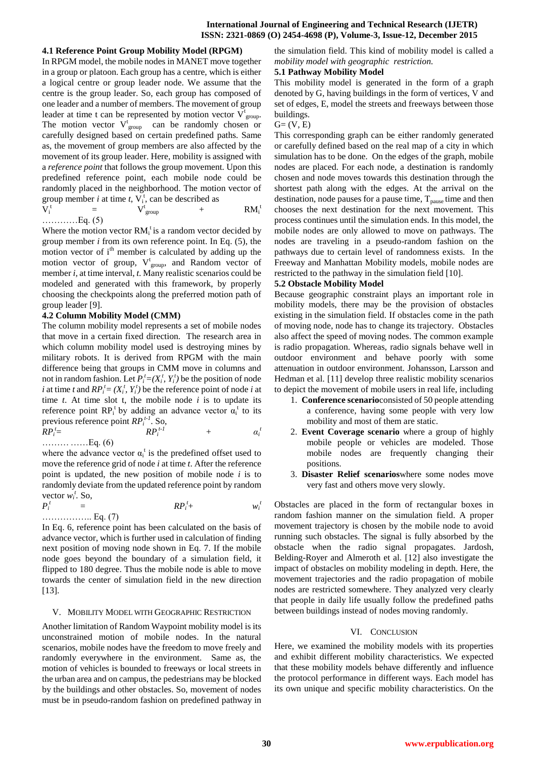### 4.1 Reference Point Group Mobility Model (RPGM)

In RPGM model, the mobile nodes in MANET move together in a group or platoon. Each group has a centre, which is either a logical centre or group leader node. We assume that the centre is the group leader. So, each group has composed of one leader and a number of members. The movement of group leader at time t can be represented by motion vector $V^t_{group}$. The motion vector $V^t_{group}$ can be randomly chosen or carefully designed based on certain predefined paths. Same as, the movement of group members are also affected by the movement of its group leader. Here, mobility is assigned with a *reference point* that follows the group movement. Upon this predefined reference point, each mobile node could be randomly placed in the neighborhood. The motion vector of group member *i* at time *t*, $V_i^t$, can be described as

$$V_i^t = V^t_{group} + RM_i^t \qquad \text{…………Eq. (5)}$$

Where the motion vector $RM_i^t$ is a random vector decided by group member *i* from its own reference point. In Eq. (5), the motion vector of $i^{th}$ member is calculated by adding up the motion vector of group, $V^t_{group}$, and Random vector of member *i*, at time interval, *t*. Many realistic scenarios could be modeled and generated with this framework, by properly choosing the checkpoints along the preferred motion path of group leader [9].

### 4.2 Column Mobility Model (CMM)

The column mobility model represents a set of mobile nodes that move in a certain fixed direction. The research area in which column mobility model used is destroying mines by military robots. It is derived from RPGM with the main difference being that groups in CMM move in columns and not in random fashion. Let $P_i^t=(X_i^t, Y_i^t)$ be the position of node *i* at time *t* and $RP_i^t= (X_i^t, Y_i^t)$ be the reference point of node *i* at time *t*. At time slot t, the mobile node *i* is to update its reference point $RP_i^t$ by adding an advance vector $\alpha_i^t$ to its previous reference point $RP_i^{t-1}$. So,

$$RP_i^t= RP_i^{t-1} + \alpha_i^t \qquad \text{……… ……Eq. (6)}$$

where the advance vector $\alpha_i^t$ is the predefined offset used to move the reference grid of node *i* at time *t*. After the reference point is updated, the new position of mobile node *i* is to randomly deviate from the updated reference point by random vector $w_i^t$. So,

$$P_i^t = RP_i^t+ w_i^t \qquad \text{…………….. Eq. (7)}$$

In Eq. 6, reference point has been calculated on the basis of advance vector, which is further used in calculation of finding next position of moving node shown in Eq. 7. If the mobile node goes beyond the boundary of a simulation field, it flipped to 180 degree. Thus the mobile node is able to move towards the center of simulation field in the new direction [13].

## V. Mobility Model with Geographic Restriction

Another limitation of Random Waypoint mobility model is its unconstrained motion of mobile nodes. In the natural scenarios, mobile nodes have the freedom to move freely and randomly everywhere in the environment. Same as, the motion of vehicles is bounded to freeways or local streets in the urban area and on campus, the pedestrians may be blocked by the buildings and other obstacles. So, movement of nodes must be in pseudo-random fashion on predefined pathway in the simulation field. This kind of mobility model is called a *mobility model with geographic restriction.*

### 5.1 Pathway Mobility Model

This mobility model is generated in the form of a graph denoted by G, having buildings in the form of vertices, V and set of edges, E, model the streets and freeways between those buildings.

G= (V, E)

This corresponding graph can be either randomly generated or carefully defined based on the real map of a city in which simulation has to be done. On the edges of the graph, mobile nodes are placed. For each node, a destination is randomly chosen and node moves towards this destination through the shortest path along with the edges. At the arrival on the destination, node pauses for a pause time, $T_{pause}$ time and then chooses the next destination for the next movement. This process continues until the simulation ends. In this model, the mobile nodes are only allowed to move on pathways. The nodes are traveling in a pseudo-random fashion on the pathways due to certain level of randomness exists. In the Freeway and Manhattan Mobility models, mobile nodes are restricted to the pathway in the simulation field [10].

### 5.2 Obstacle Mobility Model

Because geographic constraint plays an important role in mobility models, there may be the provision of obstacles existing in the simulation field. If obstacles come in the path of moving node, node has to change its trajectory. Obstacles also affect the speed of moving nodes. The common example is radio propagation. Whereas, radio signals behave well in outdoor environment and behave poorly with some attenuation in outdoor environment. Johansson, Larsson and Hedman et al. [11] develop three realistic mobility scenarios to depict the movement of mobile users in real life, including

1. **Conference scenario**consisted of 50 people attending a conference, having some people with very low mobility and most of them are static.
2. **Event Coverage scenario** where a group of highly mobile people or vehicles are modeled. Those mobile nodes are frequently changing their positions.
3. **Disaster Relief scenarios**where some nodes move very fast and others move very slowly.

Obstacles are placed in the form of rectangular boxes in random fashion manner on the simulation field. A proper movement trajectory is chosen by the mobile node to avoid running such obstacles. The signal is fully absorbed by the obstacle when the radio signal propagates. Jardosh, Belding-Royer and Almeroth et al. [12] also investigate the impact of obstacles on mobility modeling in depth. Here, the movement trajectories and the radio propagation of mobile nodes are restricted somewhere. They analyzed very clearly that people in daily life usually follow the predefined paths between buildings instead of nodes moving randomly.

## VI. Conclusion

Here, we examined the mobility models with its properties and exhibit different mobility characteristics. We expected that these mobility models behave differently and influence the protocol performance in different ways. Each model has its own unique and specific mobility characteristics. On the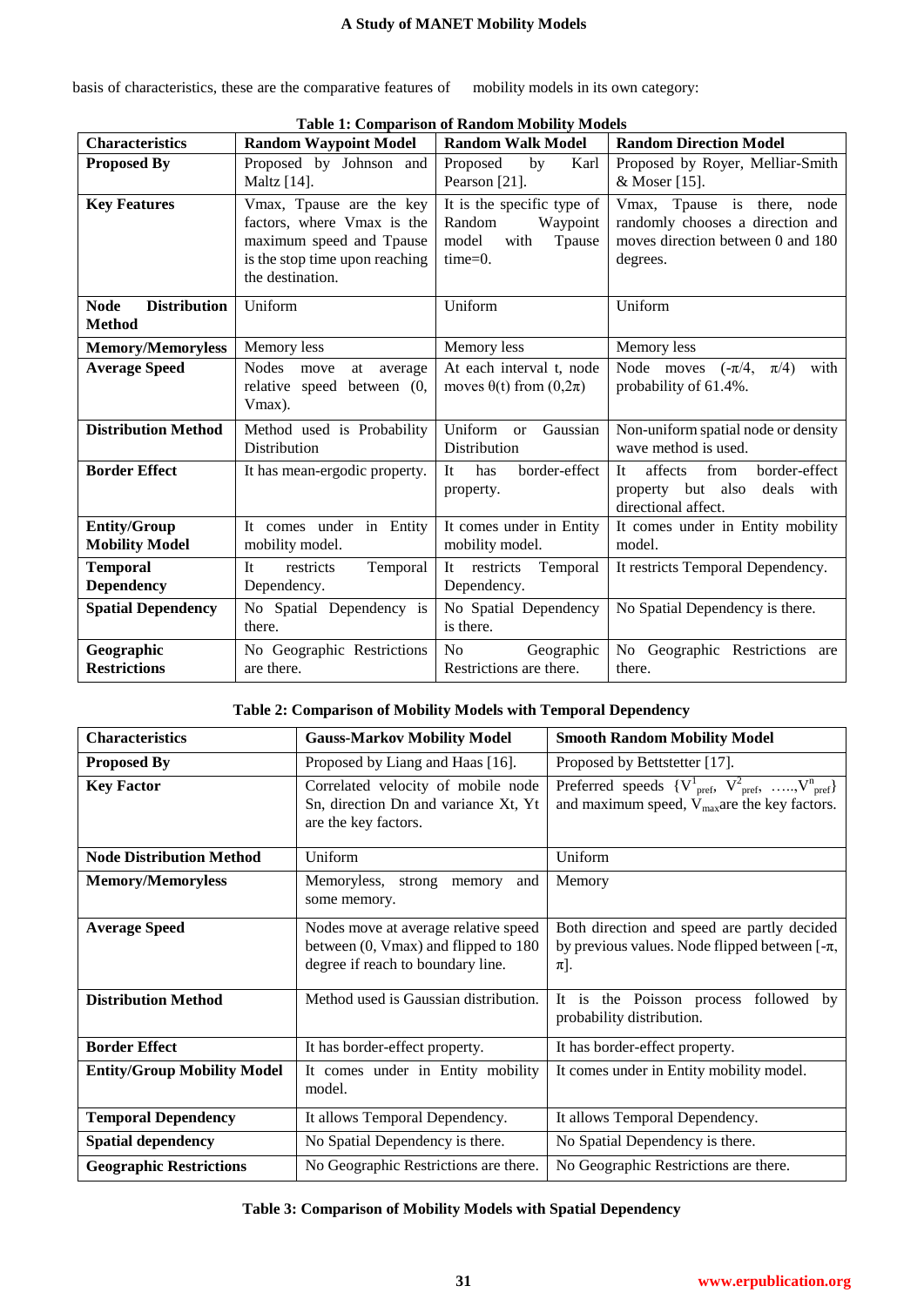basis of characteristics, these are the comparative features of mobility models in its own category:

**Table 1: Comparison of Random Mobility Models**

| Characteristics | Random Waypoint Model | Random Walk Model | Random Direction Model |
|---|---|---|---|
| **Proposed By** | Proposed by Johnson and Maltz [14]. | Proposed by Karl Pearson [21]. | Proposed by Royer, Melliar-Smith & Moser [15]. |
| **Key Features** | Vmax, Tpause are the key factors, where Vmax is the maximum speed and Tpause is the stop time upon reaching the destination. | It is the specific type of Random Waypoint model with Tpause time=0. | Vmax, Tpause is there, node randomly chooses a direction and moves direction between 0 and 180 degrees. |
| **Node Distribution Method** | Uniform | Uniform | Uniform |
| **Memory/Memoryless** | Memory less | Memory less | Memory less |
| **Average Speed** | Nodes move at average relative speed between (0, Vmax). | At each interval t, node moves $\theta(t)$ from $(0,2\pi)$ | Node moves $(-\pi/4, \pi/4)$ with probability of 61.4%. |
| **Distribution Method** | Method used is Probability Distribution | Uniform or Gaussian Distribution | Non-uniform spatial node or density wave method is used. |
| **Border Effect** | It has mean-ergodic property. | It has border-effect property. | It affects from border-effect property but also deals with directional affect. |
| **Entity/Group Mobility Model** | It comes under in Entity mobility model. | It comes under in Entity mobility model. | It comes under in Entity mobility model. |
| **Temporal Dependency** | It restricts Temporal Dependency. | It restricts Temporal Dependency. | It restricts Temporal Dependency. |
| **Spatial Dependency** | No Spatial Dependency is there. | No Spatial Dependency is there. | No Spatial Dependency is there. |
| **Geographic Restrictions** | No Geographic Restrictions are there. | No Geographic Restrictions are there. | No Geographic Restrictions are there. |

**Table 2: Comparison of Mobility Models with Temporal Dependency**

| Characteristics | Gauss-Markov Mobility Model | Smooth Random Mobility Model |
|---|---|---|
| **Proposed By** | Proposed by Liang and Haas [16]. | Proposed by Bettstetter [17]. |
| **Key Factor** | Correlated velocity of mobile node Sn, direction Dn and variance Xt, Yt are the key factors. | Preferred speeds $\{V^{1}_{pref}, V^{2}_{pref}, \ldots, V^{n}_{pref}\}$ and maximum speed, $V_{max}$ are the key factors. |
| **Node Distribution Method** | Uniform | Uniform |
| **Memory/Memoryless** | Memoryless, strong memory and some memory. | Memory |
| **Average Speed** | Nodes move at average relative speed between (0, Vmax) and flipped to 180 degree if reach to boundary line. | Both direction and speed are partly decided by previous values. Node flipped between $[-\pi, \pi]$. |
| **Distribution Method** | Method used is Gaussian distribution. | It is the Poisson process followed by probability distribution. |
| **Border Effect** | It has border-effect property. | It has border-effect property. |
| **Entity/Group Mobility Model** | It comes under in Entity mobility model. | It comes under in Entity mobility model. |
| **Temporal Dependency** | It allows Temporal Dependency. | It allows Temporal Dependency. |
| **Spatial dependency** | No Spatial Dependency is there. | No Spatial Dependency is there. |
| **Geographic Restrictions** | No Geographic Restrictions are there. | No Geographic Restrictions are there. |

**Table 3: Comparison of Mobility Models with Spatial Dependency**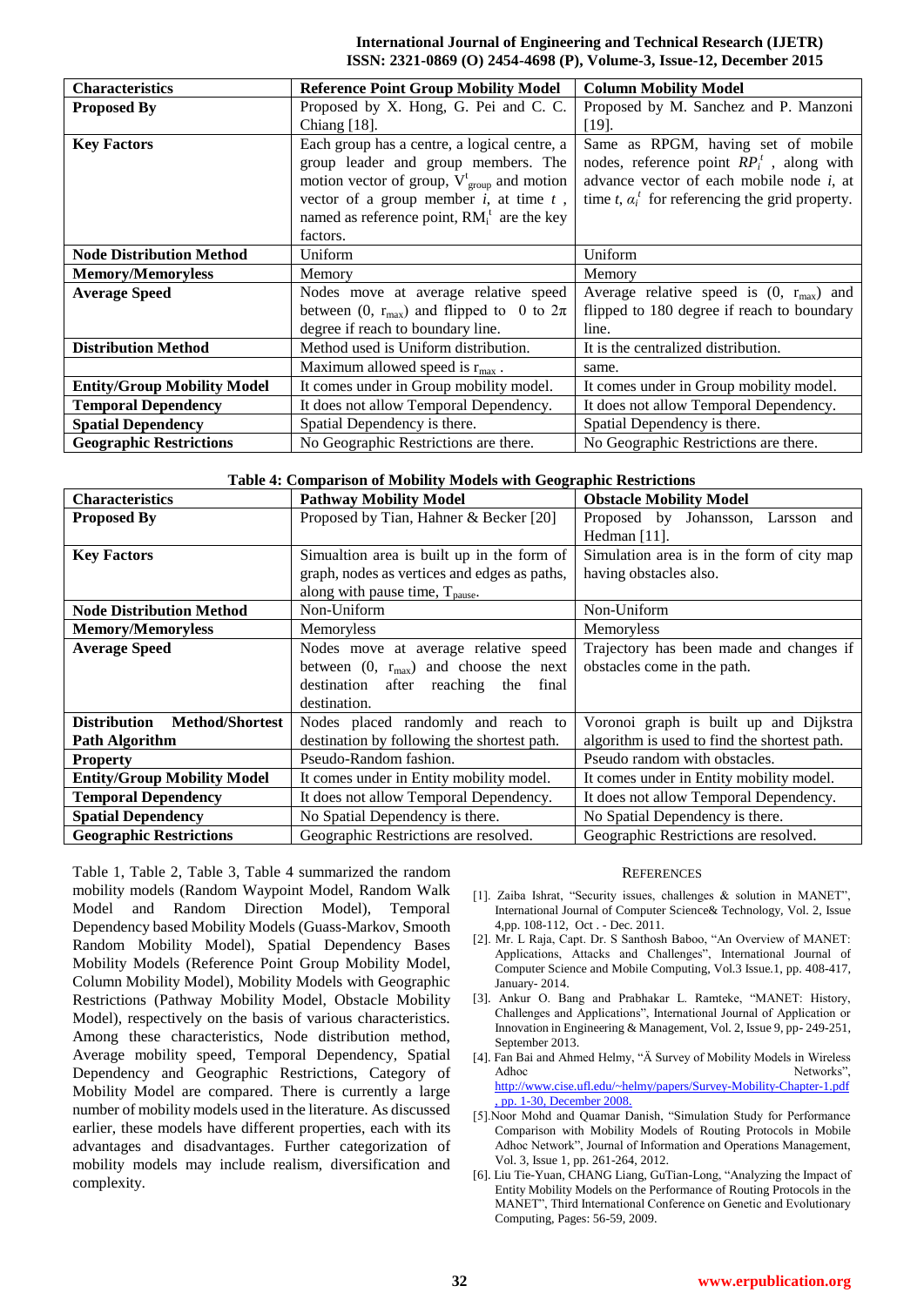| Characteristics | Reference Point Group Mobility Model | Column Mobility Model |
|---|---|---|
| **Proposed By** | Proposed by X. Hong, G. Pei and C. C. Chiang [18]. | Proposed by M. Sanchez and P. Manzoni [19]. |
| **Key Factors** | Each group has a centre, a logical centre, a group leader and group members. The motion vector of group, $V^t_{group}$ and motion vector of a group member $i$, at time $t$ , named as reference point, $RM_i^t$ are the key factors. | Same as RPGM, having set of mobile nodes, reference point $RP_i^t$ , along with advance vector of each mobile node $i$, at time $t$, $\alpha_i^t$ for referencing the grid property. |
| **Node Distribution Method** | Uniform | Uniform |
| **Memory/Memoryless** | Memory | Memory |
| **Average Speed** | Nodes move at average relative speed between (0, $r_{max}$) and flipped to 0 to $2\pi$ degree if reach to boundary line. | Average relative speed is (0, $r_{max}$) and flipped to 180 degree if reach to boundary line. |
| **Distribution Method** | Method used is Uniform distribution. | It is the centralized distribution. |
| | Maximum allowed speed is $r_{max}$ . | same. |
| **Entity/Group Mobility Model** | It comes under in Group mobility model. | It comes under in Group mobility model. |
| **Temporal Dependency** | It does not allow Temporal Dependency. | It does not allow Temporal Dependency. |
| **Spatial Dependency** | Spatial Dependency is there. | Spatial Dependency is there. |
| **Geographic Restrictions** | No Geographic Restrictions are there. | No Geographic Restrictions are there. |

**Table 4: Comparison of Mobility Models with Geographic Restrictions**

| Characteristics | Pathway Mobility Model | Obstacle Mobility Model |
|---|---|---|
| **Proposed By** | Proposed by Tian, Hahner & Becker [20] | Proposed by Johansson, Larsson and Hedman [11]. |
| **Key Factors** | Simualtion area is built up in the form of graph, nodes as vertices and edges as paths, along with pause time, $T_{pause}$. | Simulation area is in the form of city map having obstacles also. |
| **Node Distribution Method** | Non-Uniform | Non-Uniform |
| **Memory/Memoryless** | Memoryless | Memoryless |
| **Average Speed** | Nodes move at average relative speed between (0, $r_{max}$) and choose the next destination after reaching the final destination. | Trajectory has been made and changes if obstacles come in the path. |
| **Distribution Method/Shortest Path Algorithm** | Nodes placed randomly and reach to destination by following the shortest path. | Voronoi graph is built up and Dijkstra algorithm is used to find the shortest path. |
| **Property** | Pseudo-Random fashion. | Pseudo random with obstacles. |
| **Entity/Group Mobility Model** | It comes under in Entity mobility model. | It comes under in Entity mobility model. |
| **Temporal Dependency** | It does not allow Temporal Dependency. | It does not allow Temporal Dependency. |
| **Spatial Dependency** | No Spatial Dependency is there. | No Spatial Dependency is there. |
| **Geographic Restrictions** | Geographic Restrictions are resolved. | Geographic Restrictions are resolved. |

Table 1, Table 2, Table 3, Table 4 summarized the random mobility models (Random Waypoint Model, Random Walk Model and Random Direction Model), Temporal Dependency based Mobility Models (Guass-Markov, Smooth Random Mobility Model), Spatial Dependency Bases Mobility Models (Reference Point Group Mobility Model, Column Mobility Model), Mobility Models with Geographic Restrictions (Pathway Mobility Model, Obstacle Mobility Model), respectively on the basis of various characteristics. Among these characteristics, Node distribution method, Average mobility speed, Temporal Dependency, Spatial Dependency and Geographic Restrictions, Category of Mobility Model are compared. There is currently a large number of mobility models used in the literature. As discussed earlier, these models have different properties, each with its advantages and disadvantages. Further categorization of mobility models may include realism, diversification and complexity.

## REFERENCES

[1]. Zaiba Ishrat, "Security issues, challenges & solution in MANET", International Journal of Computer Science& Technology, Vol. 2, Issue 4,pp. 108-112, Oct . - Dec. 2011.

[2]. Mr. L Raja, Capt. Dr. S Santhosh Baboo, "An Overview of MANET: Applications, Attacks and Challenges", International Journal of Computer Science and Mobile Computing, Vol.3 Issue.1, pp. 408-417, January- 2014.

[3]. Ankur O. Bang and Prabhakar L. Ramteke, "MANET: History, Challenges and Applications", International Journal of Application or Innovation in Engineering & Management, Vol. 2, Issue 9, pp- 249-251, September 2013.

[4]. Fan Bai and Ahmed Helmy, "Ä Survey of Mobility Models in Wireless Adhoc Networks", http://www.cise.ufl.edu/~helmy/papers/Survey-Mobility-Chapter-1.pdf , pp. 1-30, December 2008.

[5].Noor Mohd and Quamar Danish, "Simulation Study for Performance Comparison with Mobility Models of Routing Protocols in Mobile Adhoc Network", Journal of Information and Operations Management, Vol. 3, Issue 1, pp. 261-264, 2012.

[6]. Liu Tie-Yuan, CHANG Liang, GuTian-Long, "Analyzing the Impact of Entity Mobility Models on the Performance of Routing Protocols in the MANET", Third International Conference on Genetic and Evolutionary Computing, Pages: 56-59, 2009.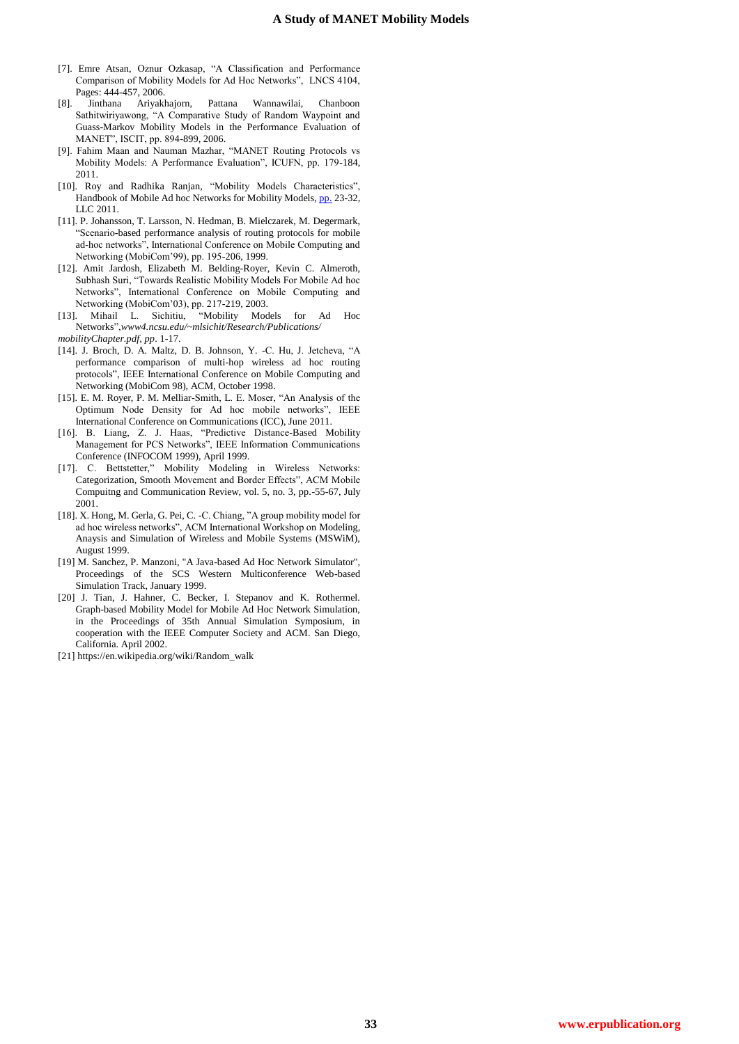[7]. Emre Atsan, Oznur Ozkasap, "A Classification and Performance Comparison of Mobility Models for Ad Hoc Networks", LNCS 4104, Pages: 444-457, 2006.

[8]. Jinthana Ariyakhajorn, Pattana Wannawilai, Chanboon Sathitwiriyawong, "A Comparative Study of Random Waypoint and Guass-Markov Mobility Models in the Performance Evaluation of MANET", ISCIT, pp. 894-899, 2006.

[9]. Fahim Maan and Nauman Mazhar, "MANET Routing Protocols vs Mobility Models: A Performance Evaluation", ICUFN, pp. 179-184, 2011.

[10]. Roy and Radhika Ranjan, "Mobility Models Characteristics", Handbook of Mobile Ad hoc Networks for Mobility Models, pp. 23-32, LLC 2011.

[11]. P. Johansson, T. Larsson, N. Hedman, B. Mielczarek, M. Degermark, "Scenario-based performance analysis of routing protocols for mobile ad-hoc networks", International Conference on Mobile Computing and Networking (MobiCom'99), pp. 195-206, 1999.

[12]. Amit Jardosh, Elizabeth M. Belding-Royer, Kevin C. Almeroth, Subhash Suri, "Towards Realistic Mobility Models For Mobile Ad hoc Networks", International Conference on Mobile Computing and Networking (MobiCom'03), pp. 217-219, 2003.

[13]. Mihail L. Sichitiu, "Mobility Models for Ad Hoc Networks",*www4.ncsu.edu/~mlsichit/Research/Publications/mobilityChapter.pdf, pp*. 1-17.

[14]. J. Broch, D. A. Maltz, D. B. Johnson, Y. -C. Hu, J. Jetcheva, "A performance comparison of multi-hop wireless ad hoc routing protocols", IEEE International Conference on Mobile Computing and Networking (MobiCom 98), ACM, October 1998.

[15]. E. M. Royer, P. M. Melliar-Smith, L. E. Moser, "An Analysis of the Optimum Node Density for Ad hoc mobile networks", IEEE International Conference on Communications (ICC), June 2011.

[16]. B. Liang, Z. J. Haas, "Predictive Distance-Based Mobility Management for PCS Networks", IEEE Information Communications Conference (INFOCOM 1999), April 1999.

[17]. C. Bettstetter," Mobility Modeling in Wireless Networks: Categorization, Smooth Movement and Border Effects", ACM Mobile Compuitng and Communication Review, vol. 5, no. 3, pp.-55-67, July 2001.

[18]. X. Hong, M. Gerla, G. Pei, C. -C. Chiang, "A group mobility model for ad hoc wireless networks", ACM International Workshop on Modeling, Anaysis and Simulation of Wireless and Mobile Systems (MSWiM), August 1999.

[19] M. Sanchez, P. Manzoni, "A Java-based Ad Hoc Network Simulator", Proceedings of the SCS Western Multiconference Web-based Simulation Track, January 1999.

[20] J. Tian, J. Hahner, C. Becker, I. Stepanov and K. Rothermel. Graph-based Mobility Model for Mobile Ad Hoc Network Simulation, in the Proceedings of 35th Annual Simulation Symposium, in cooperation with the IEEE Computer Society and ACM. San Diego, California. April 2002.

[21] https://en.wikipedia.org/wiki/Random_walk